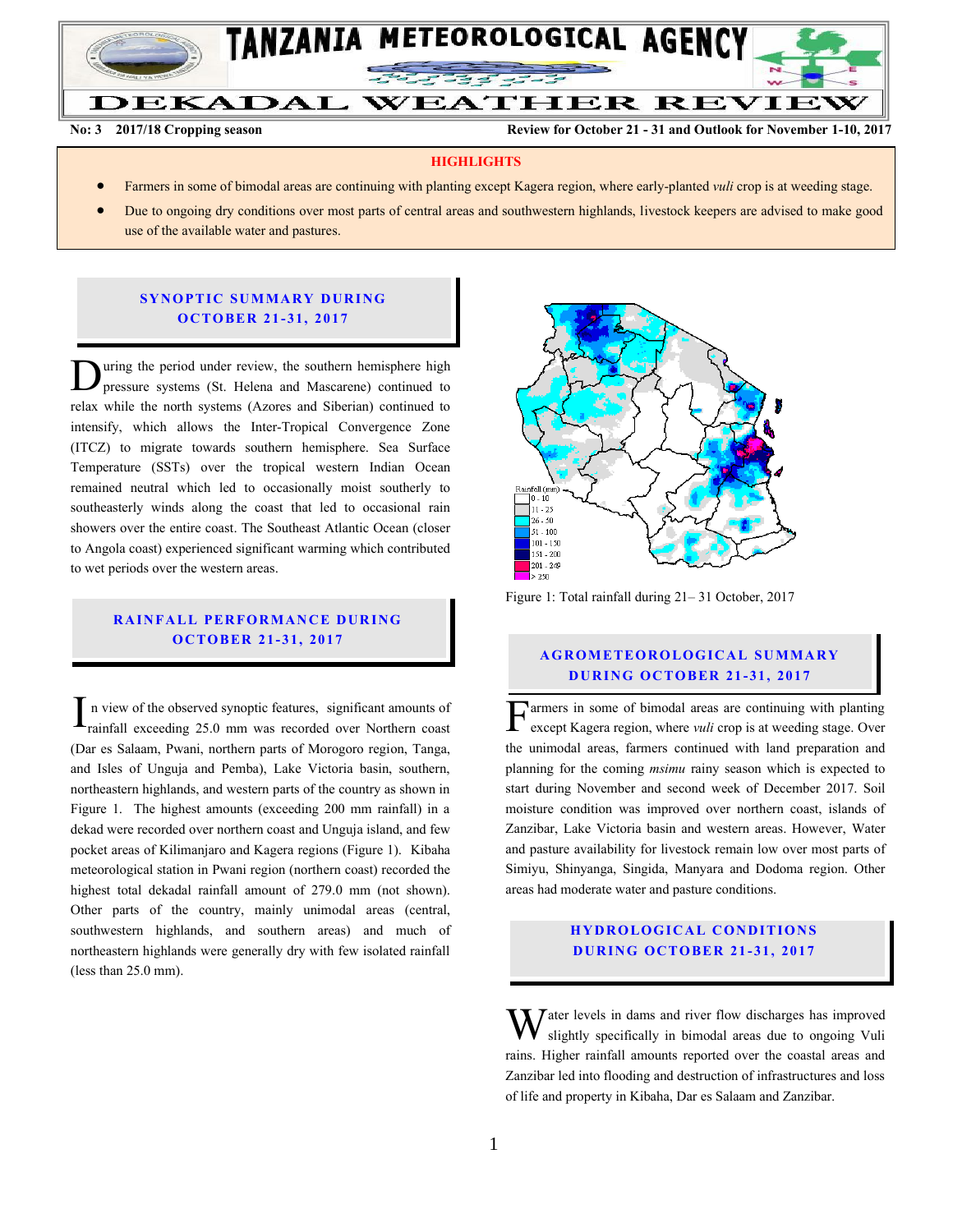# TANZANIA METEOROLOGICAL AGENCY

## DEKADAL WEATHER REVIEW

**No: 3 2017/18 Cropping season** **Review for October 21 - 31 and Outlook for November 1-10, 2017**

### HIGHLIGHTS

- Farmers in some of bimodal areas are continuing with planting except Kagera region, where early-planted *vuli* crop is at weeding stage.
- Due to ongoing dry conditions over most parts of central areas and southwestern highlands, livestock keepers are advised to make good use of the available water and pastures.

### SYNOPTIC SUMMARY DURING OCTOBER 21-31, 2017

During the period under review, the southern hemisphere high pressure systems (St. Helena and Mascarene) continued to relax while the north systems (Azores and Siberian) continued to intensify, which allows the Inter-Tropical Convergence Zone (ITCZ) to migrate towards southern hemisphere. Sea Surface Temperature (SSTs) over the tropical western Indian Ocean remained neutral which led to occasionally moist southerly to southeasterly winds along the coast that led to occasional rain showers over the entire coast. The Southeast Atlantic Ocean (closer to Angola coast) experienced significant warming which contributed to wet periods over the western areas.

### RAINFALL PERFORMANCE DURING OCTOBER 21-31, 2017

In view of the observed synoptic features, significant amounts of rainfall exceeding 25.0 mm was recorded over Northern coast (Dar es Salaam, Pwani, northern parts of Morogoro region, Tanga, and Isles of Unguja and Pemba), Lake Victoria basin, southern, northeastern highlands, and western parts of the country as shown in Figure 1. The highest amounts (exceeding 200 mm rainfall) in a dekad were recorded over northern coast and Unguja island, and few pocket areas of Kilimanjaro and Kagera regions (Figure 1). Kibaha meteorological station in Pwani region (northern coast) recorded the highest total dekadal rainfall amount of 279.0 mm (not shown). Other parts of the country, mainly unimodal areas (central, southwestern highlands, and southern areas) and much of northeastern highlands were generally dry with few isolated rainfall (less than 25.0 mm).

Rainfall (mm): 0 - 10; 11 - 25; 26 - 50; 51 - 100; 101 - 150; 151 - 200; 201 - 249; > 250

Figure 1: Total rainfall during 21– 31 October, 2017

### AGROMETEOROLOGICAL SUMMARY DURING OCTOBER 21-31, 2017

Farmers in some of bimodal areas are continuing with planting except Kagera region, where *vuli* crop is at weeding stage. Over the unimodal areas, farmers continued with land preparation and planning for the coming *msimu* rainy season which is expected to start during November and second week of December 2017. Soil moisture condition was improved over northern coast, islands of Zanzibar, Lake Victoria basin and western areas. However, Water and pasture availability for livestock remain low over most parts of Simiyu, Shinyanga, Singida, Manyara and Dodoma region. Other areas had moderate water and pasture conditions.

### HYDROLOGICAL CONDITIONS DURING OCTOBER 21-31, 2017

Water levels in dams and river flow discharges has improved slightly specifically in bimodal areas due to ongoing Vuli rains. Higher rainfall amounts reported over the coastal areas and Zanzibar led into flooding and destruction of infrastructures and loss of life and property in Kibaha, Dar es Salaam and Zanzibar.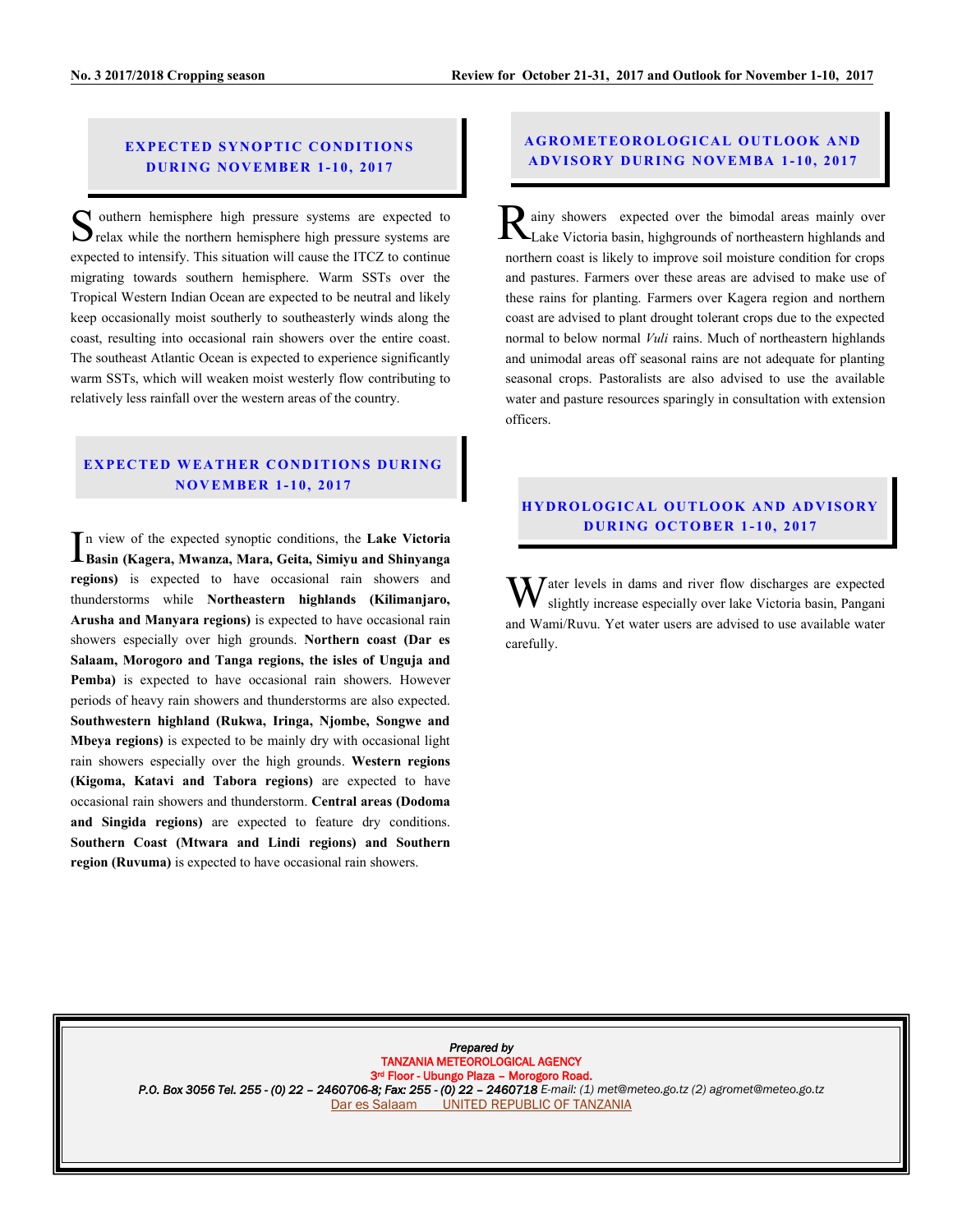## EXPECTED SYNOPTIC CONDITIONS DURING NOVEMBER 1-10, 2017

Southern hemisphere high pressure systems are expected to relax while the northern hemisphere high pressure systems are expected to intensify. This situation will cause the ITCZ to continue migrating towards southern hemisphere. Warm SSTs over the Tropical Western Indian Ocean are expected to be neutral and likely keep occasionally moist southerly to southeasterly winds along the coast, resulting into occasional rain showers over the entire coast. The southeast Atlantic Ocean is expected to experience significantly warm SSTs, which will weaken moist westerly flow contributing to relatively less rainfall over the western areas of the country.

## EXPECTED WEATHER CONDITIONS DURING NOVEMBER 1-10, 2017

In view of the expected synoptic conditions, the **Lake Victoria Basin (Kagera, Mwanza, Mara, Geita, Simiyu and Shinyanga regions)** is expected to have occasional rain showers and thunderstorms while **Northeastern highlands (Kilimanjaro, Arusha and Manyara regions)** is expected to have occasional rain showers especially over high grounds. **Northern coast (Dar es Salaam, Morogoro and Tanga regions, the isles of Unguja and Pemba)** is expected to have occasional rain showers. However periods of heavy rain showers and thunderstorms are also expected. **Southwestern highland (Rukwa, Iringa, Njombe, Songwe and Mbeya regions)** is expected to be mainly dry with occasional light rain showers especially over the high grounds. **Western regions (Kigoma, Katavi and Tabora regions)** are expected to have occasional rain showers and thunderstorm. **Central areas (Dodoma and Singida regions)** are expected to feature dry conditions. **Southern Coast (Mtwara and Lindi regions) and Southern region (Ruvuma)** is expected to have occasional rain showers.

## AGROMETEOROLOGICAL OUTLOOK AND ADVISORY DURING NOVEMBA 1-10, 2017

Rainy showers expected over the bimodal areas mainly over Lake Victoria basin, highgrounds of northeastern highlands and northern coast is likely to improve soil moisture condition for crops and pastures. Farmers over these areas are advised to make use of these rains for planting. Farmers over Kagera region and northern coast are advised to plant drought tolerant crops due to the expected normal to below normal *Vuli* rains. Much of northeastern highlands and unimodal areas off seasonal rains are not adequate for planting seasonal crops. Pastoralists are also advised to use the available water and pasture resources sparingly in consultation with extension officers.

## HYDROLOGICAL OUTLOOK AND ADVISORY DURING OCTOBER 1-10, 2017

Water levels in dams and river flow discharges are expected slightly increase especially over lake Victoria basin, Pangani and Wami/Ruvu. Yet water users are advised to use available water carefully.

*Prepared by*
TANZANIA METEOROLOGICAL AGENCY
3rd Floor - Ubungo Plaza – Morogoro Road.
*P.O. Box 3056 Tel. 255 - (0) 22 – 2460706-8; Fax: 255 - (0) 22 – 2460718 E-mail: (1) met@meteo.go.tz (2) agromet@meteo.go.tz*
Dar es Salaam UNITED REPUBLIC OF TANZANIA